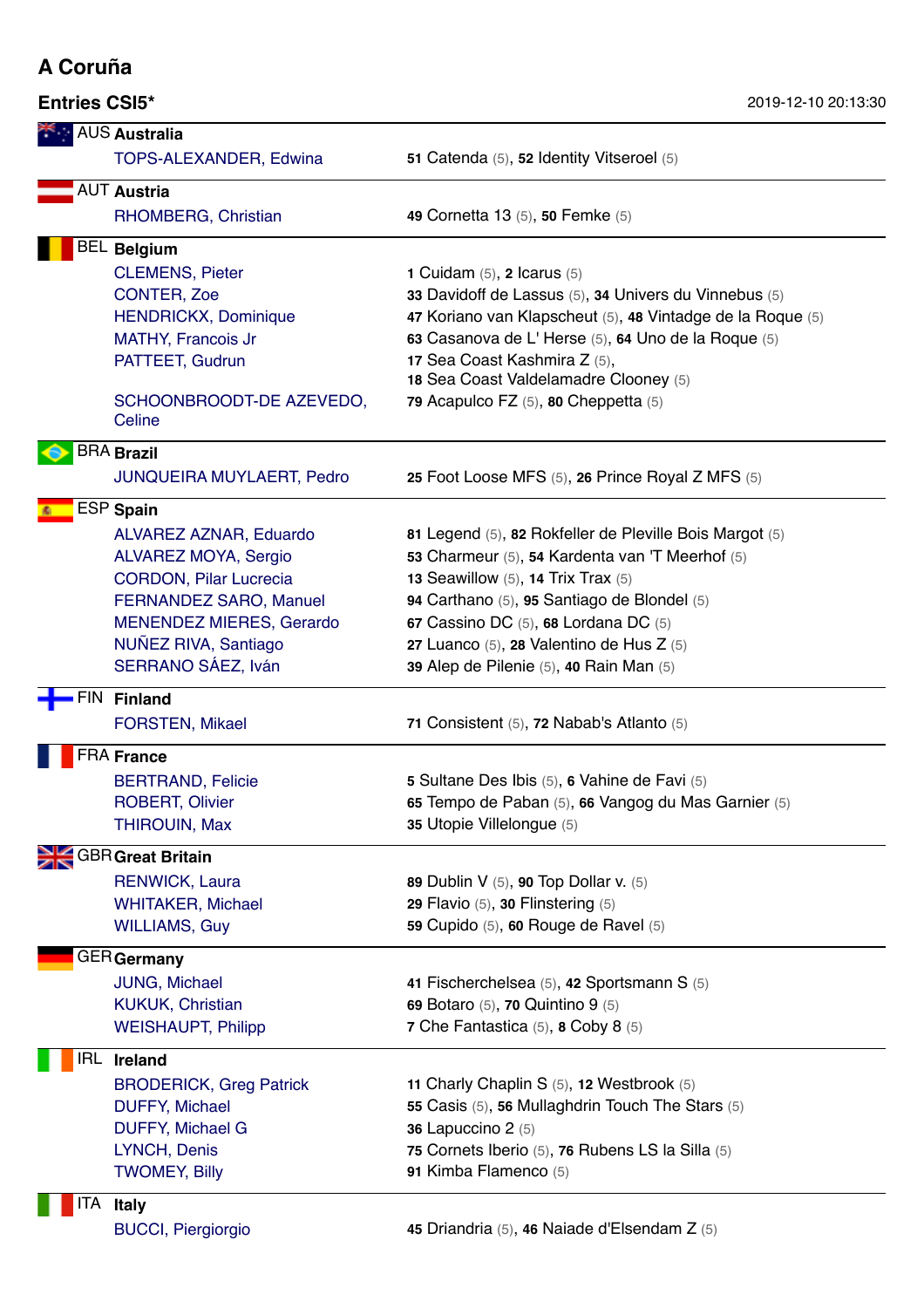# A Coruña

## Entries CSI5*

2019-12-10 20:13:30

### AUS Australia

| | |
|---|---|
| TOPS-ALEXANDER, Edwina | **51** Catenda (5), **52** Identity Vitseroel (5) |

### AUT Austria

| | |
|---|---|
| RHOMBERG, Christian | **49** Cornetta 13 (5), **50** Femke (5) |

### BEL Belgium

| | |
|---|---|
| CLEMENS, Pieter | **1** Cuidam (5), **2** Icarus (5) |
| CONTER, Zoe | **33** Davidoff de Lassus (5), **34** Univers du Vinnebus (5) |
| HENDRICKX, Dominique | **47** Koriano van Klapscheut (5), **48** Vintadge de la Roque (5) |
| MATHY, Francois Jr | **63** Casanova de L' Herse (5), **64** Uno de la Roque (5) |
| PATTEET, Gudrun | **17** Sea Coast Kashmira Z (5), **18** Sea Coast Valdelamadre Clooney (5) |
| SCHOONBROODT-DE AZEVEDO, Celine | **79** Acapulco FZ (5), **80** Cheppetta (5) |

### BRA Brazil

| | |
|---|---|
| JUNQUEIRA MUYLAERT, Pedro | **25** Foot Loose MFS (5), **26** Prince Royal Z MFS (5) |

### ESP Spain

| | |
|---|---|
| ALVAREZ AZNAR, Eduardo | **81** Legend (5), **82** Rokfeller de Pleville Bois Margot (5) |
| ALVAREZ MOYA, Sergio | **53** Charmeur (5), **54** Kardenta van 'T Meerhof (5) |
| CORDON, Pilar Lucrecia | **13** Seawillow (5), **14** Trix Trax (5) |
| FERNANDEZ SARO, Manuel | **94** Carthano (5), **95** Santiago de Blondel (5) |
| MENENDEZ MIERES, Gerardo | **67** Cassino DC (5), **68** Lordana DC (5) |
| NUÑEZ RIVA, Santiago | **27** Luanco (5), **28** Valentino de Hus Z (5) |
| SERRANO SÁEZ, Iván | **39** Alep de Pilenie (5), **40** Rain Man (5) |

### FIN Finland

| | |
|---|---|
| FORSTEN, Mikael | **71** Consistent (5), **72** Nabab's Atlanto (5) |

### FRA France

| | |
|---|---|
| BERTRAND, Felicie | **5** Sultane Des Ibis (5), **6** Vahine de Favi (5) |
| ROBERT, Olivier | **65** Tempo de Paban (5), **66** Vangog du Mas Garnier (5) |
| THIROUIN, Max | **35** Utopie Villelongue (5) |

### GBR Great Britain

| | |
|---|---|
| RENWICK, Laura | **89** Dublin V (5), **90** Top Dollar v. (5) |
| WHITAKER, Michael | **29** Flavio (5), **30** Flinstering (5) |
| WILLIAMS, Guy | **59** Cupido (5), **60** Rouge de Ravel (5) |

### GER Germany

| | |
|---|---|
| JUNG, Michael | **41** Fischerchelsea (5), **42** Sportsmann S (5) |
| KUKUK, Christian | **69** Botaro (5), **70** Quintino 9 (5) |
| WEISHAUPT, Philipp | **7** Che Fantastica (5), **8** Coby 8 (5) |

### IRL Ireland

| | |
|---|---|
| BRODERICK, Greg Patrick | **11** Charly Chaplin S (5), **12** Westbrook (5) |
| DUFFY, Michael | **55** Casis (5), **56** Mullaghdrin Touch The Stars (5) |
| DUFFY, Michael G | **36** Lapuccino 2 (5) |
| LYNCH, Denis | **75** Cornets Iberio (5), **76** Rubens LS la Silla (5) |
| TWOMEY, Billy | **91** Kimba Flamenco (5) |

### ITA Italy

| | |
|---|---|
| BUCCI, Piergiorgio | **45** Driandria (5), **46** Naiade d'Elsendam Z (5) |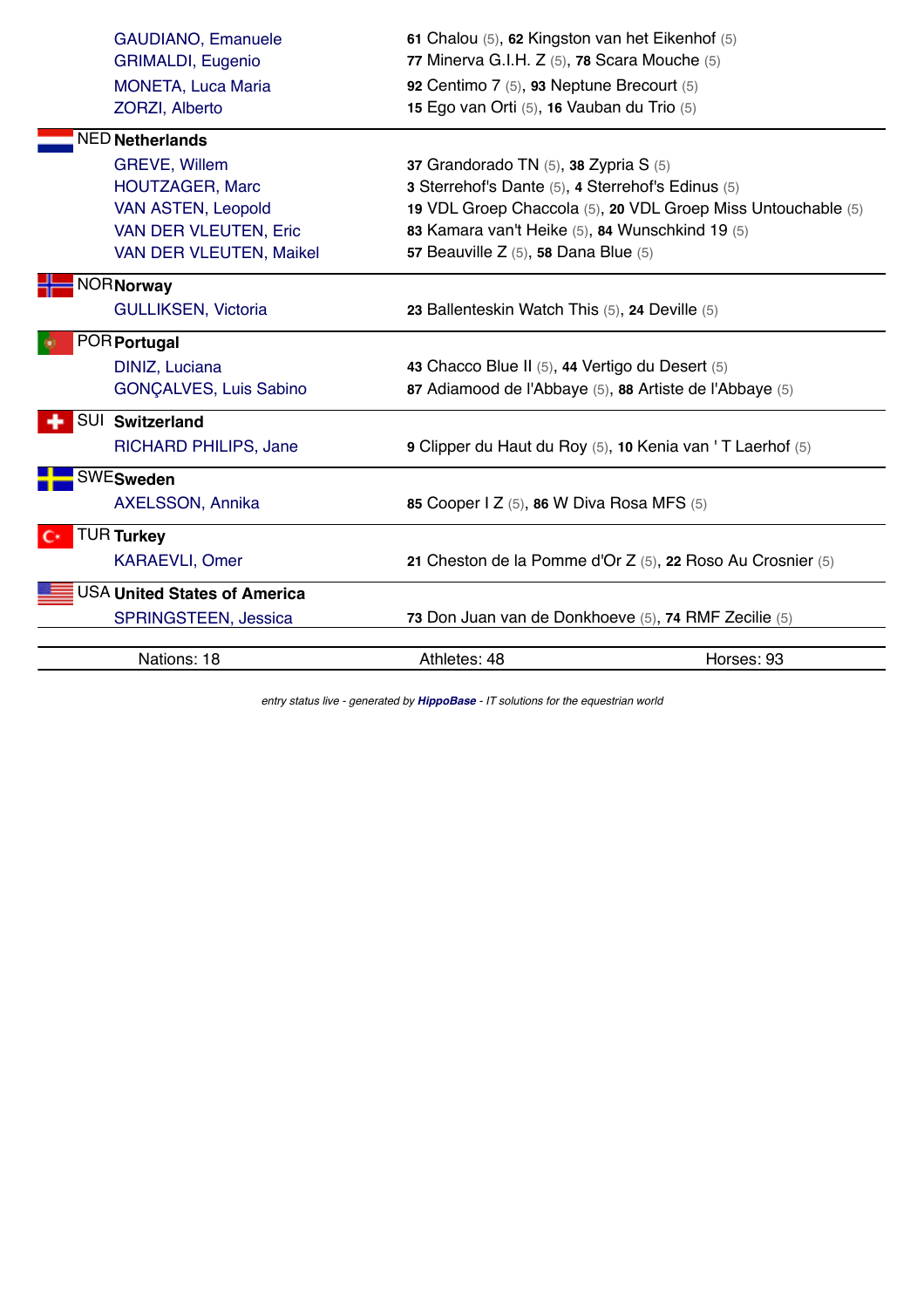| | |
|---|---|
| GAUDIANO, Emanuele | **61** Chalou (5), **62** Kingston van het Eikenhof (5) |
| GRIMALDI, Eugenio | **77** Minerva G.I.H. Z (5), **78** Scara Mouche (5) |
| MONETA, Luca Maria | **92** Centimo 7 (5), **93** Neptune Brecourt (5) |
| ZORZI, Alberto | **15** Ego van Orti (5), **16** Vauban du Trio (5) |

**NED Netherlands**

| | |
|---|---|
| GREVE, Willem | **37** Grandorado TN (5), **38** Zypria S (5) |
| HOUTZAGER, Marc | **3** Sterrehof's Dante (5), **4** Sterrehof's Edinus (5) |
| VAN ASTEN, Leopold | **19** VDL Groep Chaccola (5), **20** VDL Groep Miss Untouchable (5) |
| VAN DER VLEUTEN, Eric | **83** Kamara van't Heike (5), **84** Wunschkind 19 (5) |
| VAN DER VLEUTEN, Maikel | **57** Beauville Z (5), **58** Dana Blue (5) |

**NOR Norway**

| | |
|---|---|
| GULLIKSEN, Victoria | **23** Ballenteskin Watch This (5), **24** Deville (5) |

**POR Portugal**

| | |
|---|---|
| DINIZ, Luciana | **43** Chacco Blue II (5), **44** Vertigo du Desert (5) |
| GONÇALVES, Luis Sabino | **87** Adiamood de l'Abbaye (5), **88** Artiste de l'Abbaye (5) |

**SUI Switzerland**

| | |
|---|---|
| RICHARD PHILIPS, Jane | **9** Clipper du Haut du Roy (5), **10** Kenia van ' T Laerhof (5) |

**SWE Sweden**

| | |
|---|---|
| AXELSSON, Annika | **85** Cooper I Z (5), **86** W Diva Rosa MFS (5) |

**TUR Turkey**

| | |
|---|---|
| KARAEVLI, Omer | **21** Cheston de la Pomme d'Or Z (5), **22** Roso Au Crosnier (5) |

**USA United States of America**

| | |
|---|---|
| SPRINGSTEEN, Jessica | **73** Don Juan van de Donkhoeve (5), **74** RMF Zecilie (5) |

| Nations: 18 | Athletes: 48 | Horses: 93 |
|---|---|---|

*entry status live - generated by **HippoBase** - IT solutions for the equestrian world*